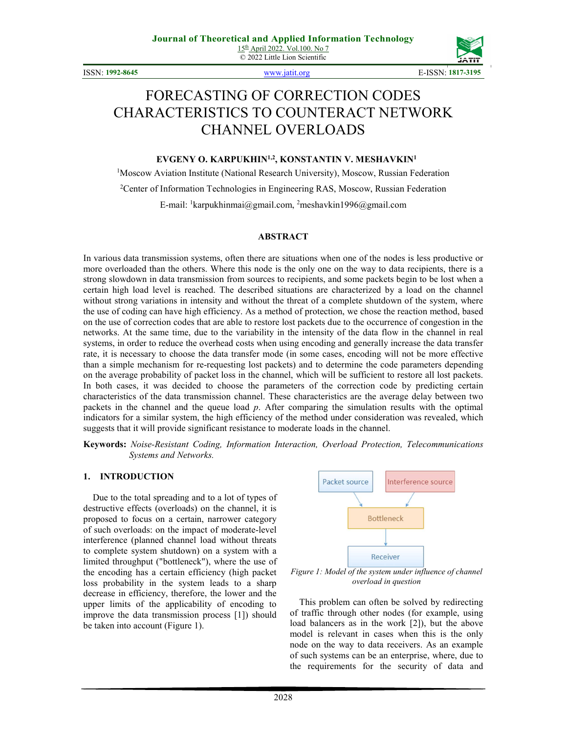# FORECASTING OF CORRECTION CODES CHARACTERISTICS TO COUNTERACT NETWORK CHANNEL OVERLOADS

**EVGENY O. KARPUKHIN[1,2], KONSTANTIN V. MESHAVKIN[1]**

[1]Moscow Aviation Institute (National Research University), Moscow, Russian Federation

[2]Center of Information Technologies in Engineering RAS, Moscow, Russian Federation

E-mail: [1]karpukhinmai@gmail.com, [2]meshavkin1996@gmail.com

## ABSTRACT

In various data transmission systems, often there are situations when one of the nodes is less productive or more overloaded than the others. Where this node is the only one on the way to data recipients, there is a strong slowdown in data transmission from sources to recipients, and some packets begin to be lost when a certain high load level is reached. The described situations are characterized by a load on the channel without strong variations in intensity and without the threat of a complete shutdown of the system, where the use of coding can have high efficiency. As a method of protection, we chose the reaction method, based on the use of correction codes that are able to restore lost packets due to the occurrence of congestion in the networks. At the same time, due to the variability in the intensity of the data flow in the channel in real systems, in order to reduce the overhead costs when using encoding and generally increase the data transfer rate, it is necessary to choose the data transfer mode (in some cases, encoding will not be more effective than a simple mechanism for re-requesting lost packets) and to determine the code parameters depending on the average probability of packet loss in the channel, which will be sufficient to restore all lost packets. In both cases, it was decided to choose the parameters of the correction code by predicting certain characteristics of the data transmission channel. These characteristics are the average delay between two packets in the channel and the queue load $p$. After comparing the simulation results with the optimal indicators for a similar system, the high efficiency of the method under consideration was revealed, which suggests that it will provide significant resistance to moderate loads in the channel.

**Keywords:** *Noise-Resistant Coding, Information Interaction, Overload Protection, Telecommunications Systems and Networks.*

## 1. INTRODUCTION

Due to the total spreading and to a lot of types of destructive effects (overloads) on the channel, it is proposed to focus on a certain, narrower category of such overloads: on the impact of moderate-level interference (planned channel load without threats to complete system shutdown) on a system with a limited throughput ("bottleneck"), where the use of the encoding has a certain efficiency (high packet loss probability in the system leads to a sharp decrease in efficiency, therefore, the lower and the upper limits of the applicability of encoding to improve the data transmission process [1]) should be taken into account (Figure 1).

Packet source | Interference source | Bottleneck | Receiver

*Figure 1: Model of the system under influence of channel overload in question*

This problem can often be solved by redirecting of traffic through other nodes (for example, using load balancers as in the work [2]), but the above model is relevant in cases when this is the only node on the way to data receivers. As an example of such systems can be an enterprise, where, due to the requirements for the security of data and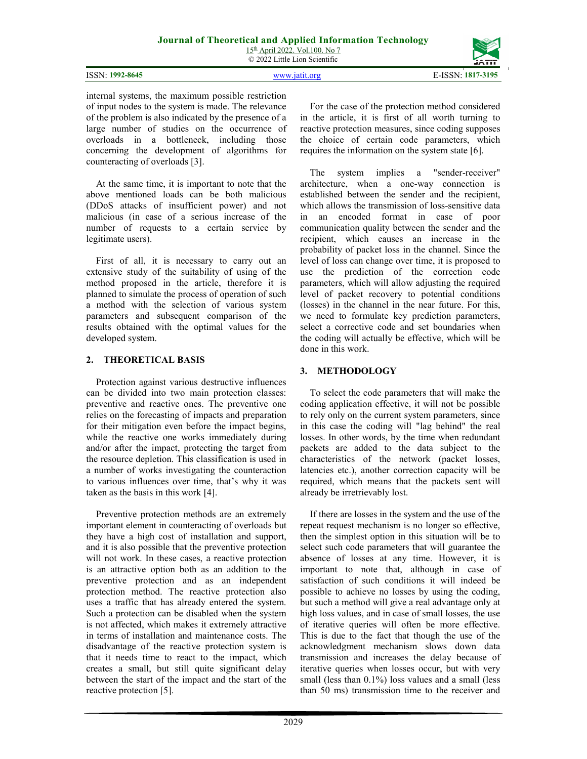internal systems, the maximum possible restriction of input nodes to the system is made. The relevance of the problem is also indicated by the presence of a large number of studies on the occurrence of overloads in a bottleneck, including those concerning the development of algorithms for counteracting of overloads [3].

At the same time, it is important to note that the above mentioned loads can be both malicious (DDoS attacks of insufficient power) and not malicious (in case of a serious increase of the number of requests to a certain service by legitimate users).

First of all, it is necessary to carry out an extensive study of the suitability of using of the method proposed in the article, therefore it is planned to simulate the process of operation of such a method with the selection of various system parameters and subsequent comparison of the results obtained with the optimal values for the developed system.

## 2. THEORETICAL BASIS

Protection against various destructive influences can be divided into two main protection classes: preventive and reactive ones. The preventive one relies on the forecasting of impacts and preparation for their mitigation even before the impact begins, while the reactive one works immediately during and/or after the impact, protecting the target from the resource depletion. This classification is used in a number of works investigating the counteraction to various influences over time, that's why it was taken as the basis in this work [4].

Preventive protection methods are an extremely important element in counteracting of overloads but they have a high cost of installation and support, and it is also possible that the preventive protection will not work. In these cases, a reactive protection is an attractive option both as an addition to the preventive protection and as an independent protection method. The reactive protection also uses a traffic that has already entered the system. Such a protection can be disabled when the system is not affected, which makes it extremely attractive in terms of installation and maintenance costs. The disadvantage of the reactive protection system is that it needs time to react to the impact, which creates a small, but still quite significant delay between the start of the impact and the start of the reactive protection [5].

For the case of the protection method considered in the article, it is first of all worth turning to reactive protection measures, since coding supposes the choice of certain code parameters, which requires the information on the system state [6].

The system implies a "sender-receiver" architecture, when a one-way connection is established between the sender and the recipient, which allows the transmission of loss-sensitive data in an encoded format in case of poor communication quality between the sender and the recipient, which causes an increase in the probability of packet loss in the channel. Since the level of loss can change over time, it is proposed to use the prediction of the correction code parameters, which will allow adjusting the required level of packet recovery to potential conditions (losses) in the channel in the near future. For this, we need to formulate key prediction parameters, select a corrective code and set boundaries when the coding will actually be effective, which will be done in this work.

## 3. METHODOLOGY

To select the code parameters that will make the coding application effective, it will not be possible to rely only on the current system parameters, since in this case the coding will "lag behind" the real losses. In other words, by the time when redundant packets are added to the data subject to the characteristics of the network (packet losses, latencies etc.), another correction capacity will be required, which means that the packets sent will already be irretrievably lost.

If there are losses in the system and the use of the repeat request mechanism is no longer so effective, then the simplest option in this situation will be to select such code parameters that will guarantee the absence of losses at any time. However, it is important to note that, although in case of satisfaction of such conditions it will indeed be possible to achieve no losses by using the coding, but such a method will give a real advantage only at high loss values, and in case of small losses, the use of iterative queries will often be more effective. This is due to the fact that though the use of the acknowledgment mechanism slows down data transmission and increases the delay because of iterative queries when losses occur, but with very small (less than 0.1%) loss values and a small (less than 50 ms) transmission time to the receiver and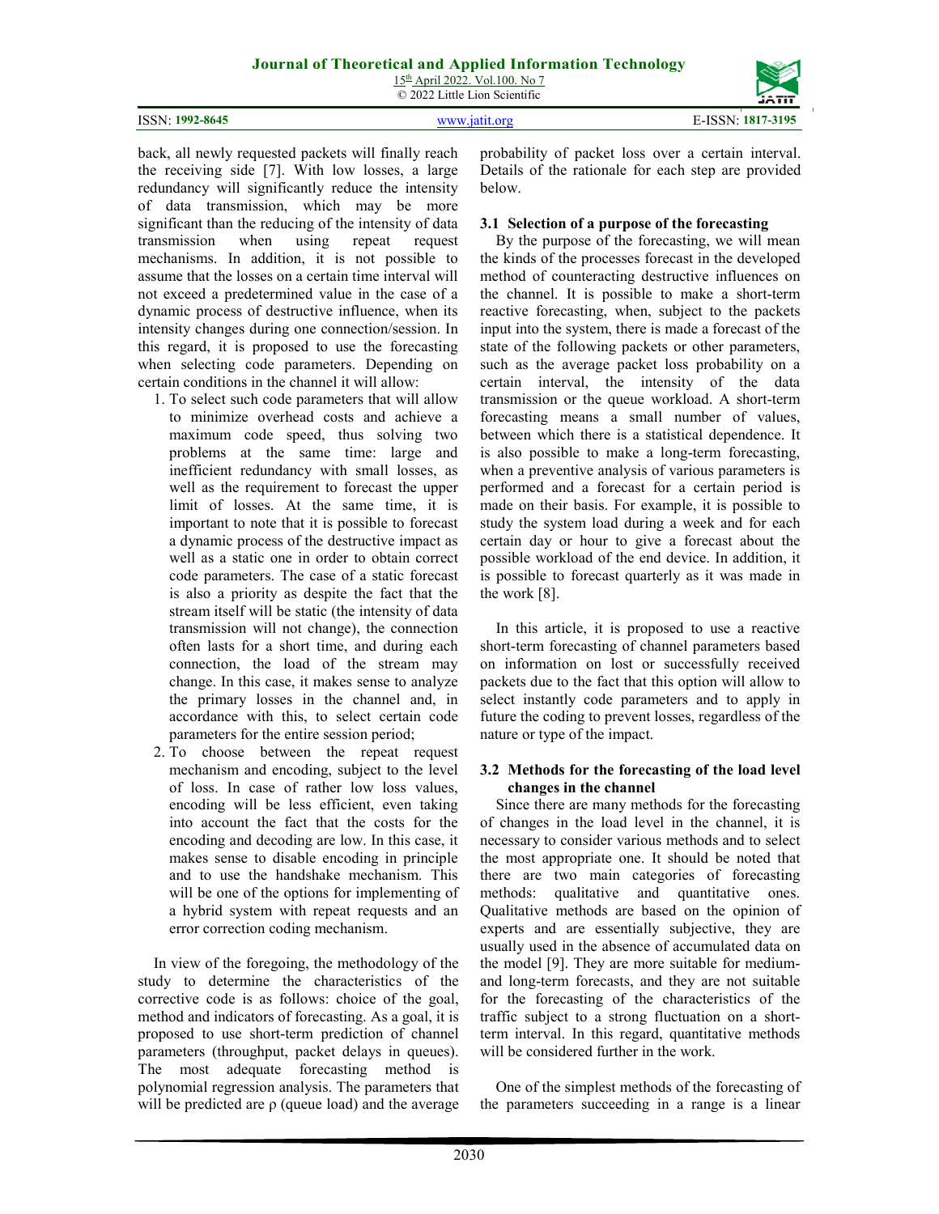back, all newly requested packets will finally reach the receiving side [7]. With low losses, a large redundancy will significantly reduce the intensity of data transmission, which may be more significant than the reducing of the intensity of data transmission when using repeat request mechanisms. In addition, it is not possible to assume that the losses on a certain time interval will not exceed a predetermined value in the case of a dynamic process of destructive influence, when its intensity changes during one connection/session. In this regard, it is proposed to use the forecasting when selecting code parameters. Depending on certain conditions in the channel it will allow:

1. To select such code parameters that will allow to minimize overhead costs and achieve a maximum code speed, thus solving two problems at the same time: large and inefficient redundancy with small losses, as well as the requirement to forecast the upper limit of losses. At the same time, it is important to note that it is possible to forecast a dynamic process of the destructive impact as well as a static one in order to obtain correct code parameters. The case of a static forecast is also a priority as despite the fact that the stream itself will be static (the intensity of data transmission will not change), the connection often lasts for a short time, and during each connection, the load of the stream may change. In this case, it makes sense to analyze the primary losses in the channel and, in accordance with this, to select certain code parameters for the entire session period;
2. To choose between the repeat request mechanism and encoding, subject to the level of loss. In case of rather low loss values, encoding will be less efficient, even taking into account the fact that the costs for the encoding and decoding are low. In this case, it makes sense to disable encoding in principle and to use the handshake mechanism. This will be one of the options for implementing of a hybrid system with repeat requests and an error correction coding mechanism.

In view of the foregoing, the methodology of the study to determine the characteristics of the corrective code is as follows: choice of the goal, method and indicators of forecasting. As a goal, it is proposed to use short-term prediction of channel parameters (throughput, packet delays in queues). The most adequate forecasting method is polynomial regression analysis. The parameters that will be predicted are ρ (queue load) and the average probability of packet loss over a certain interval. Details of the rationale for each step are provided below.

### 3.1 Selection of a purpose of the forecasting

By the purpose of the forecasting, we will mean the kinds of the processes forecast in the developed method of counteracting destructive influences on the channel. It is possible to make a short-term reactive forecasting, when, subject to the packets input into the system, there is made a forecast of the state of the following packets or other parameters, such as the average packet loss probability on a certain interval, the intensity of the data transmission or the queue workload. A short-term forecasting means a small number of values, between which there is a statistical dependence. It is also possible to make a long-term forecasting, when a preventive analysis of various parameters is performed and a forecast for a certain period is made on their basis. For example, it is possible to study the system load during a week and for each certain day or hour to give a forecast about the possible workload of the end device. In addition, it is possible to forecast quarterly as it was made in the work [8].

In this article, it is proposed to use a reactive short-term forecasting of channel parameters based on information on lost or successfully received packets due to the fact that this option will allow to select instantly code parameters and to apply in future the coding to prevent losses, regardless of the nature or type of the impact.

### 3.2 Methods for the forecasting of the load level changes in the channel

Since there are many methods for the forecasting of changes in the load level in the channel, it is necessary to consider various methods and to select the most appropriate one. It should be noted that there are two main categories of forecasting methods: qualitative and quantitative ones. Qualitative methods are based on the opinion of experts and are essentially subjective, they are usually used in the absence of accumulated data on the model [9]. They are more suitable for medium- and long-term forecasts, and they are not suitable for the forecasting of the characteristics of the traffic subject to a strong fluctuation on a short-term interval. In this regard, quantitative methods will be considered further in the work.

One of the simplest methods of the forecasting of the parameters succeeding in a range is a linear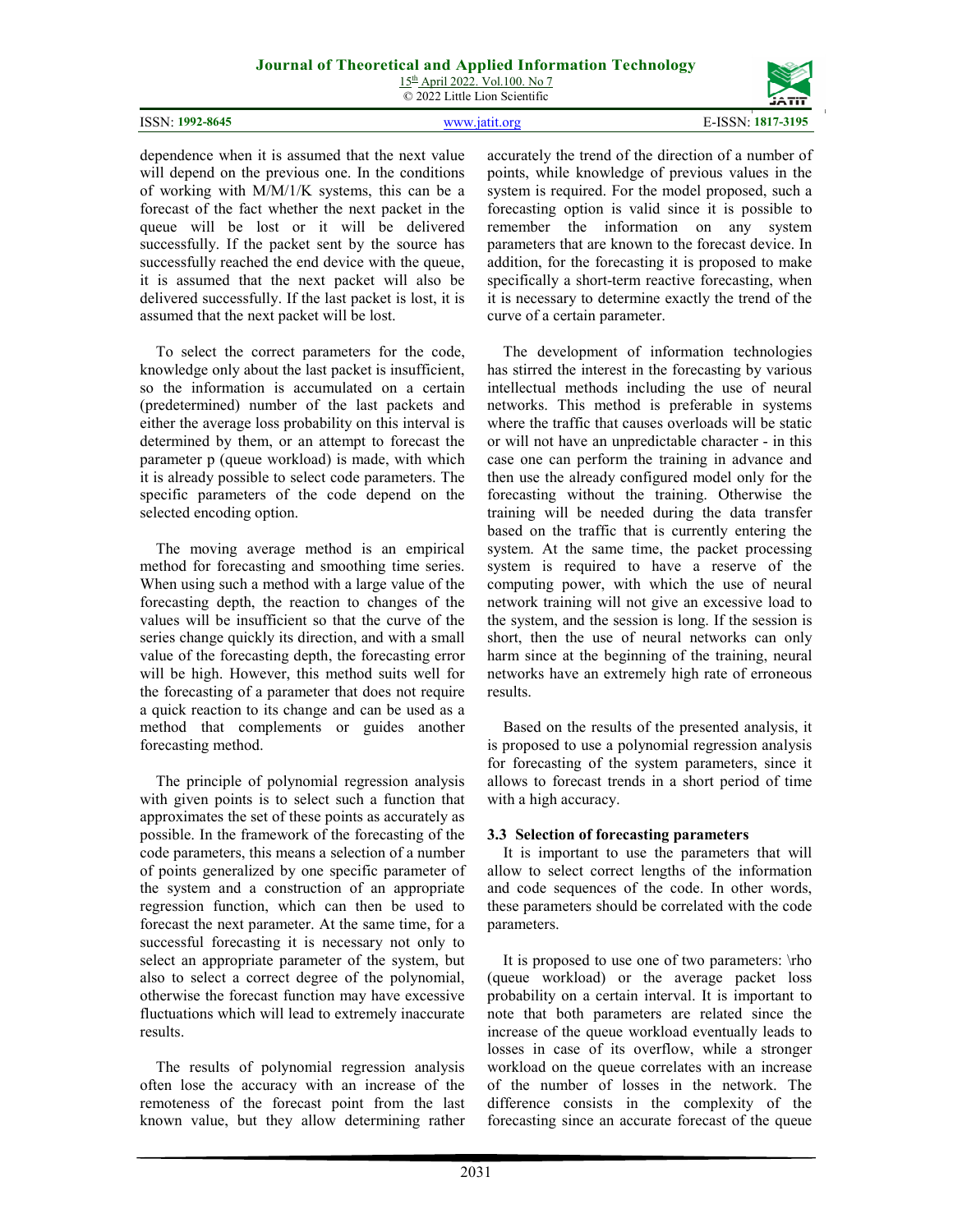dependence when it is assumed that the next value will depend on the previous one. In the conditions of working with M/M/1/K systems, this can be a forecast of the fact whether the next packet in the queue will be lost or it will be delivered successfully. If the packet sent by the source has successfully reached the end device with the queue, it is assumed that the next packet will also be delivered successfully. If the last packet is lost, it is assumed that the next packet will be lost.

To select the correct parameters for the code, knowledge only about the last packet is insufficient, so the information is accumulated on a certain (predetermined) number of the last packets and either the average loss probability on this interval is determined by them, or an attempt to forecast the parameter p (queue workload) is made, with which it is already possible to select code parameters. The specific parameters of the code depend on the selected encoding option.

The moving average method is an empirical method for forecasting and smoothing time series. When using such a method with a large value of the forecasting depth, the reaction to changes of the values will be insufficient so that the curve of the series change quickly its direction, and with a small value of the forecasting depth, the forecasting error will be high. However, this method suits well for the forecasting of a parameter that does not require a quick reaction to its change and can be used as a method that complements or guides another forecasting method.

The principle of polynomial regression analysis with given points is to select such a function that approximates the set of these points as accurately as possible. In the framework of the forecasting of the code parameters, this means a selection of a number of points generalized by one specific parameter of the system and a construction of an appropriate regression function, which can then be used to forecast the next parameter. At the same time, for a successful forecasting it is necessary not only to select an appropriate parameter of the system, but also to select a correct degree of the polynomial, otherwise the forecast function may have excessive fluctuations which will lead to extremely inaccurate results.

The results of polynomial regression analysis often lose the accuracy with an increase of the remoteness of the forecast point from the last known value, but they allow determining rather accurately the trend of the direction of a number of points, while knowledge of previous values in the system is required. For the model proposed, such a forecasting option is valid since it is possible to remember the information on any system parameters that are known to the forecast device. In addition, for the forecasting it is proposed to make specifically a short-term reactive forecasting, when it is necessary to determine exactly the trend of the curve of a certain parameter.

The development of information technologies has stirred the interest in the forecasting by various intellectual methods including the use of neural networks. This method is preferable in systems where the traffic that causes overloads will be static or will not have an unpredictable character - in this case one can perform the training in advance and then use the already configured model only for the forecasting without the training. Otherwise the training will be needed during the data transfer based on the traffic that is currently entering the system. At the same time, the packet processing system is required to have a reserve of the computing power, with which the use of neural network training will not give an excessive load to the system, and the session is long. If the session is short, then the use of neural networks can only harm since at the beginning of the training, neural networks have an extremely high rate of erroneous results.

Based on the results of the presented analysis, it is proposed to use a polynomial regression analysis for forecasting of the system parameters, since it allows to forecast trends in a short period of time with a high accuracy.

### 3.3 Selection of forecasting parameters

It is important to use the parameters that will allow to select correct lengths of the information and code sequences of the code. In other words, these parameters should be correlated with the code parameters.

It is proposed to use one of two parameters: \rho (queue workload) or the average packet loss probability on a certain interval. It is important to note that both parameters are related since the increase of the queue workload eventually leads to losses in case of its overflow, while a stronger workload on the queue correlates with an increase of the number of losses in the network. The difference consists in the complexity of the forecasting since an accurate forecast of the queue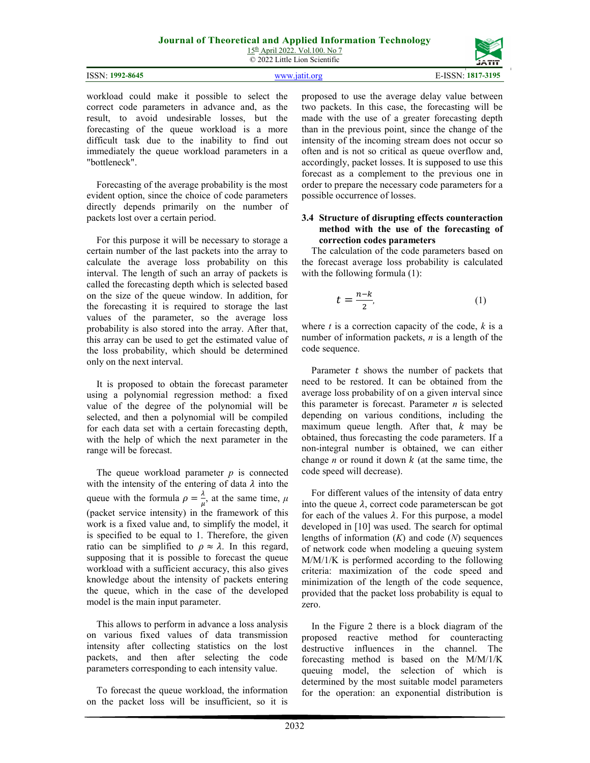workload could make it possible to select the correct code parameters in advance and, as the result, to avoid undesirable losses, but the forecasting of the queue workload is a more difficult task due to the inability to find out immediately the queue workload parameters in a "bottleneck".

Forecasting of the average probability is the most evident option, since the choice of code parameters directly depends primarily on the number of packets lost over a certain period.

For this purpose it will be necessary to storage a certain number of the last packets into the array to calculate the average loss probability on this interval. The length of such an array of packets is called the forecasting depth which is selected based on the size of the queue window. In addition, for the forecasting it is required to storage the last values of the parameter, so the average loss probability is also stored into the array. After that, this array can be used to get the estimated value of the loss probability, which should be determined only on the next interval.

It is proposed to obtain the forecast parameter using a polynomial regression method: a fixed value of the degree of the polynomial will be selected, and then a polynomial will be compiled for each data set with a certain forecasting depth, with the help of which the next parameter in the range will be forecast.

The queue workload parameter $p$ is connected with the intensity of the entering of data $\lambda$ into the queue with the formula $\rho = \frac{\lambda}{\mu}$, at the same time, $\mu$ (packet service intensity) in the framework of this work is a fixed value and, to simplify the model, it is specified to be equal to 1. Therefore, the given ratio can be simplified to $\rho \approx \lambda$. In this regard, supposing that it is possible to forecast the queue workload with a sufficient accuracy, this also gives knowledge about the intensity of packets entering the queue, which in the case of the developed model is the main input parameter.

This allows to perform in advance a loss analysis on various fixed values of data transmission intensity after collecting statistics on the lost packets, and then after selecting the code parameters corresponding to each intensity value.

To forecast the queue workload, the information on the packet loss will be insufficient, so it is proposed to use the average delay value between two packets. In this case, the forecasting will be made with the use of a greater forecasting depth than in the previous point, since the change of the intensity of the incoming stream does not occur so often and is not so critical as queue overflow and, accordingly, packet losses. It is supposed to use this forecast as a complement to the previous one in order to prepare the necessary code parameters for a possible occurrence of losses.

### 3.4 Structure of disrupting effects counteraction method with the use of the forecasting of correction codes parameters

The calculation of the code parameters based on the forecast average loss probability is calculated with the following formula (1):

$$t = \frac{n-k}{2}, \tag{1}$$

where $t$ is a correction capacity of the code, $k$ is a number of information packets, $n$ is a length of the code sequence.

Parameter $t$ shows the number of packets that need to be restored. It can be obtained from the average loss probability of on a given interval since this parameter is forecast. Parameter $n$ is selected depending on various conditions, including the maximum queue length. After that, $k$ may be obtained, thus forecasting the code parameters. If a non-integral number is obtained, we can either change $n$ or round it down $k$ (at the same time, the code speed will decrease).

For different values of the intensity of data entry into the queue $\lambda$, correct code parameterscan be got for each of the values $\lambda$. For this purpose, a model developed in [10] was used. The search for optimal lengths of information ($K$) and code ($N$) sequences of network code when modeling a queuing system M/M/1/K is performed according to the following criteria: maximization of the code speed and minimization of the length of the code sequence, provided that the packet loss probability is equal to zero.

In the Figure 2 there is a block diagram of the proposed reactive method for counteracting destructive influences in the channel. The forecasting method is based on the M/M/1/K queuing model, the selection of which is determined by the most suitable model parameters for the operation: an exponential distribution is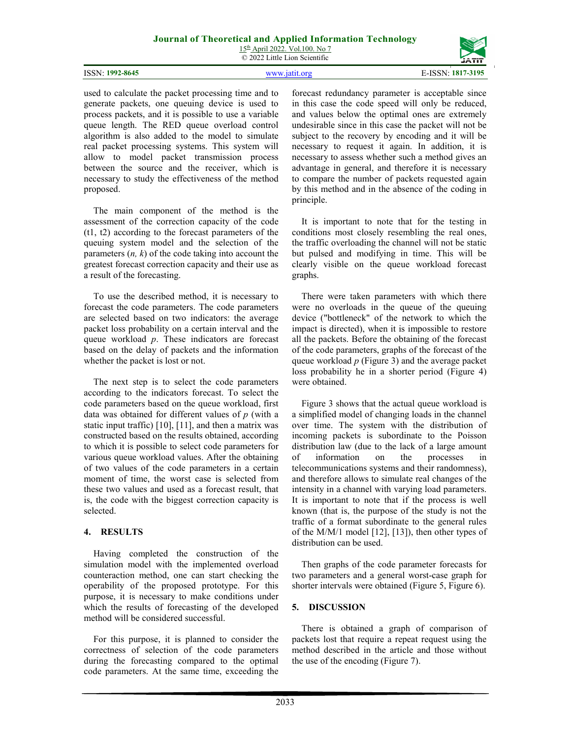used to calculate the packet processing time and to generate packets, one queuing device is used to process packets, and it is possible to use a variable queue length. The RED queue overload control algorithm is also added to the model to simulate real packet processing systems. This system will allow to model packet transmission process between the source and the receiver, which is necessary to study the effectiveness of the method proposed.

The main component of the method is the assessment of the correction capacity of the code (t1, t2) according to the forecast parameters of the queuing system model and the selection of the parameters (*n, k*) of the code taking into account the greatest forecast correction capacity and their use as a result of the forecasting.

To use the described method, it is necessary to forecast the code parameters. The code parameters are selected based on two indicators: the average packet loss probability on a certain interval and the queue workload *p*. These indicators are forecast based on the delay of packets and the information whether the packet is lost or not.

The next step is to select the code parameters according to the indicators forecast. To select the code parameters based on the queue workload, first data was obtained for different values of *p* (with a static input traffic) [10], [11], and then a matrix was constructed based on the results obtained, according to which it is possible to select code parameters for various queue workload values. After the obtaining of two values of the code parameters in a certain moment of time, the worst case is selected from these two values and used as a forecast result, that is, the code with the biggest correction capacity is selected.

## 4. RESULTS

Having completed the construction of the simulation model with the implemented overload counteraction method, one can start checking the operability of the proposed prototype. For this purpose, it is necessary to make conditions under which the results of forecasting of the developed method will be considered successful.

For this purpose, it is planned to consider the correctness of selection of the code parameters during the forecasting compared to the optimal code parameters. At the same time, exceeding the forecast redundancy parameter is acceptable since in this case the code speed will only be reduced, and values below the optimal ones are extremely undesirable since in this case the packet will not be subject to the recovery by encoding and it will be necessary to request it again. In addition, it is necessary to assess whether such a method gives an advantage in general, and therefore it is necessary to compare the number of packets requested again by this method and in the absence of the coding in principle.

It is important to note that for the testing in conditions most closely resembling the real ones, the traffic overloading the channel will not be static but pulsed and modifying in time. This will be clearly visible on the queue workload forecast graphs.

There were taken parameters with which there were no overloads in the queue of the queuing device ("bottleneck" of the network to which the impact is directed), when it is impossible to restore all the packets. Before the obtaining of the forecast of the code parameters, graphs of the forecast of the queue workload *p* (Figure 3) and the average packet loss probability he in a shorter period (Figure 4) were obtained.

Figure 3 shows that the actual queue workload is a simplified model of changing loads in the channel over time. The system with the distribution of incoming packets is subordinate to the Poisson distribution law (due to the lack of a large amount of information on the processes in telecommunications systems and their randomness), and therefore allows to simulate real changes of the intensity in a channel with varying load parameters. It is important to note that if the process is well known (that is, the purpose of the study is not the traffic of a format subordinate to the general rules of the M/M/1 model [12], [13]), then other types of distribution can be used.

Then graphs of the code parameter forecasts for two parameters and a general worst-case graph for shorter intervals were obtained (Figure 5, Figure 6).

## 5. DISCUSSION

There is obtained a graph of comparison of packets lost that require a repeat request using the method described in the article and those without the use of the encoding (Figure 7).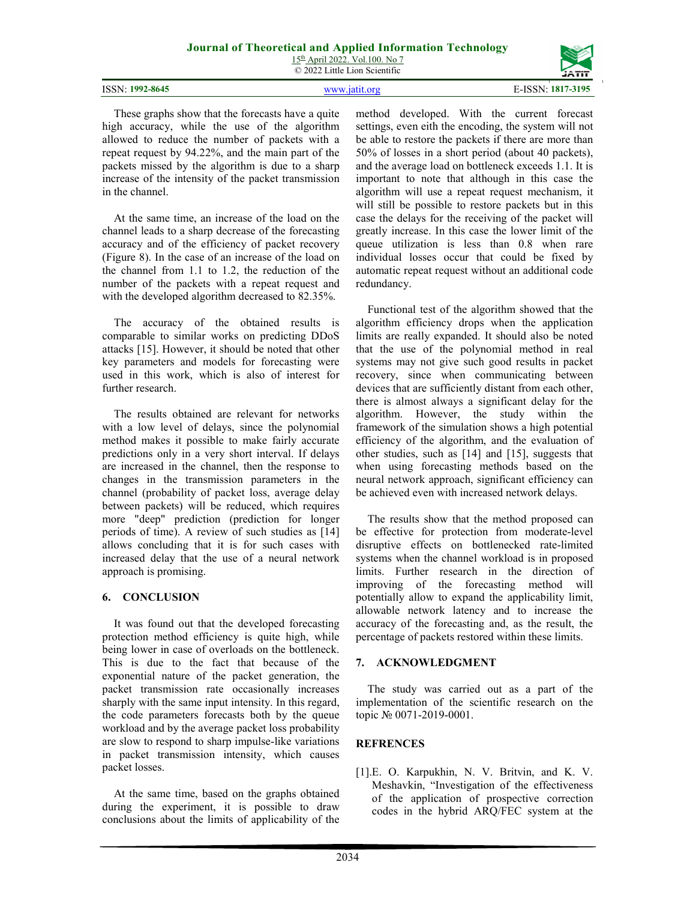These graphs show that the forecasts have a quite high accuracy, while the use of the algorithm allowed to reduce the number of packets with a repeat request by 94.22%, and the main part of the packets missed by the algorithm is due to a sharp increase of the intensity of the packet transmission in the channel.

At the same time, an increase of the load on the channel leads to a sharp decrease of the forecasting accuracy and of the efficiency of packet recovery (Figure 8). In the case of an increase of the load on the channel from 1.1 to 1.2, the reduction of the number of the packets with a repeat request and with the developed algorithm decreased to 82.35%.

The accuracy of the obtained results is comparable to similar works on predicting DDoS attacks [15]. However, it should be noted that other key parameters and models for forecasting were used in this work, which is also of interest for further research.

The results obtained are relevant for networks with a low level of delays, since the polynomial method makes it possible to make fairly accurate predictions only in a very short interval. If delays are increased in the channel, then the response to changes in the transmission parameters in the channel (probability of packet loss, average delay between packets) will be reduced, which requires more "deep" prediction (prediction for longer periods of time). A review of such studies as [14] allows concluding that it is for such cases with increased delay that the use of a neural network approach is promising.

## 6. CONCLUSION

It was found out that the developed forecasting protection method efficiency is quite high, while being lower in case of overloads on the bottleneck. This is due to the fact that because of the exponential nature of the packet generation, the packet transmission rate occasionally increases sharply with the same input intensity. In this regard, the code parameters forecasts both by the queue workload and by the average packet loss probability are slow to respond to sharp impulse-like variations in packet transmission intensity, which causes packet losses.

At the same time, based on the graphs obtained during the experiment, it is possible to draw conclusions about the limits of applicability of the method developed. With the current forecast settings, even eith the encoding, the system will not be able to restore the packets if there are more than 50% of losses in a short period (about 40 packets), and the average load on bottleneck exceeds 1.1. It is important to note that although in this case the algorithm will use a repeat request mechanism, it will still be possible to restore packets but in this case the delays for the receiving of the packet will greatly increase. In this case the lower limit of the queue utilization is less than 0.8 when rare individual losses occur that could be fixed by automatic repeat request without an additional code redundancy.

Functional test of the algorithm showed that the algorithm efficiency drops when the application limits are really expanded. It should also be noted that the use of the polynomial method in real systems may not give such good results in packet recovery, since when communicating between devices that are sufficiently distant from each other, there is almost always a significant delay for the algorithm. However, the study within the framework of the simulation shows a high potential efficiency of the algorithm, and the evaluation of other studies, such as [14] and [15], suggests that when using forecasting methods based on the neural network approach, significant efficiency can be achieved even with increased network delays.

The results show that the method proposed can be effective for protection from moderate-level disruptive effects on bottlenecked rate-limited systems when the channel workload is in proposed limits. Further research in the direction of improving of the forecasting method will potentially allow to expand the applicability limit, allowable network latency and to increase the accuracy of the forecasting and, as the result, the percentage of packets restored within these limits.

## 7. ACKNOWLEDGMENT

The study was carried out as a part of the implementation of the scientific research on the topic № 0071-2019-0001.

## REFRENCES

[1].E. O. Karpukhin, N. V. Britvin, and K. V. Meshavkin, "Investigation of the effectiveness of the application of prospective correction codes in the hybrid ARQ/FEC system at the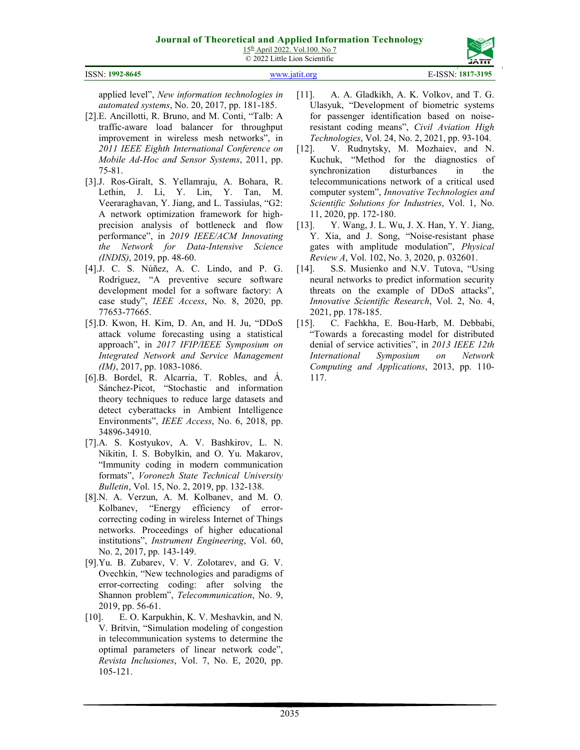applied level", *New information technologies in automated systems*, No. 20, 2017, pp. 181-185.

[2].E. Ancillotti, R. Bruno, and M. Conti, "Talb: A traffic-aware load balancer for throughput improvement in wireless mesh networks", in *2011 IEEE Eighth International Conference on Mobile Ad-Hoc and Sensor Systems*, 2011, pp. 75-81.

[3].J. Ros-Giralt, S. Yellamraju, A. Bohara, R. Lethin, J. Li, Y. Lin, Y. Tan, M. Veeraraghavan, Y. Jiang, and L. Tassiulas, "G2: A network optimization framework for high-precision analysis of bottleneck and flow performance", in *2019 IEEE/ACM Innovating the Network for Data-Intensive Science (INDIS)*, 2019, pp. 48-60.

[4].J. C. S. Núñez, A. C. Lindo, and P. G. Rodríguez, "A preventive secure software development model for a software factory: A case study", *IEEE Access*, No. 8, 2020, pp. 77653-77665.

[5].D. Kwon, H. Kim, D. An, and H. Ju, "DDoS attack volume forecasting using a statistical approach", in *2017 IFIP/IEEE Symposium on Integrated Network and Service Management (IM)*, 2017, pp. 1083-1086.

[6].B. Bordel, R. Alcarria, T. Robles, and Á. Sánchez-Picot, "Stochastic and information theory techniques to reduce large datasets and detect cyberattacks in Ambient Intelligence Environments", *IEEE Access*, No. 6, 2018, pp. 34896-34910.

[7].A. S. Kostyukov, A. V. Bashkirov, L. N. Nikitin, I. S. Bobylkin, and O. Yu. Makarov, "Immunity coding in modern communication formats", *Voronezh State Technical University Bulletin*, Vol. 15, No. 2, 2019, pp. 132-138.

[8].N. A. Verzun, A. M. Kolbanev, and M. O. Kolbanev, "Energy efficiency of error-correcting coding in wireless Internet of Things networks. Proceedings of higher educational institutions", *Instrument Engineering*, Vol. 60, No. 2, 2017, pp. 143-149.

[9].Yu. B. Zubarev, V. V. Zolotarev, and G. V. Ovechkin, "New technologies and paradigms of error-correcting coding: after solving the Shannon problem", *Telecommunication*, No. 9, 2019, pp. 56-61.

[10]. E. O. Karpukhin, K. V. Meshavkin, and N. V. Britvin, "Simulation modeling of congestion in telecommunication systems to determine the optimal parameters of linear network code", *Revista Inclusiones*, Vol. 7, No. E, 2020, pp. 105-121.

[11]. A. A. Gladkikh, A. K. Volkov, and T. G. Ulasyuk, "Development of biometric systems for passenger identification based on noise-resistant coding means", *Civil Aviation High Technologies*, Vol. 24, No. 2, 2021, pp. 93-104.

[12]. V. Rudnytsky, M. Mozhaiev, and N. Kuchuk, "Method for the diagnostics of synchronization disturbances in the telecommunications network of a critical used computer system", *Innovative Technologies and Scientific Solutions for Industries*, Vol. 1, No. 11, 2020, pp. 172-180.

[13]. Y. Wang, J. L. Wu, J. X. Han, Y. Y. Jiang, Y. Xia, and J. Song, "Noise-resistant phase gates with amplitude modulation", *Physical Review A*, Vol. 102, No. 3, 2020, p. 032601.

[14]. S.S. Musienko and N.V. Tutova, "Using neural networks to predict information security threats on the example of DDoS attacks", *Innovative Scientific Research*, Vol. 2, No. 4, 2021, pp. 178-185.

[15]. C. Fachkha, E. Bou-Harb, M. Debbabi, "Towards a forecasting model for distributed denial of service activities", in *2013 IEEE 12th International Symposium on Network Computing and Applications*, 2013, pp. 110-117.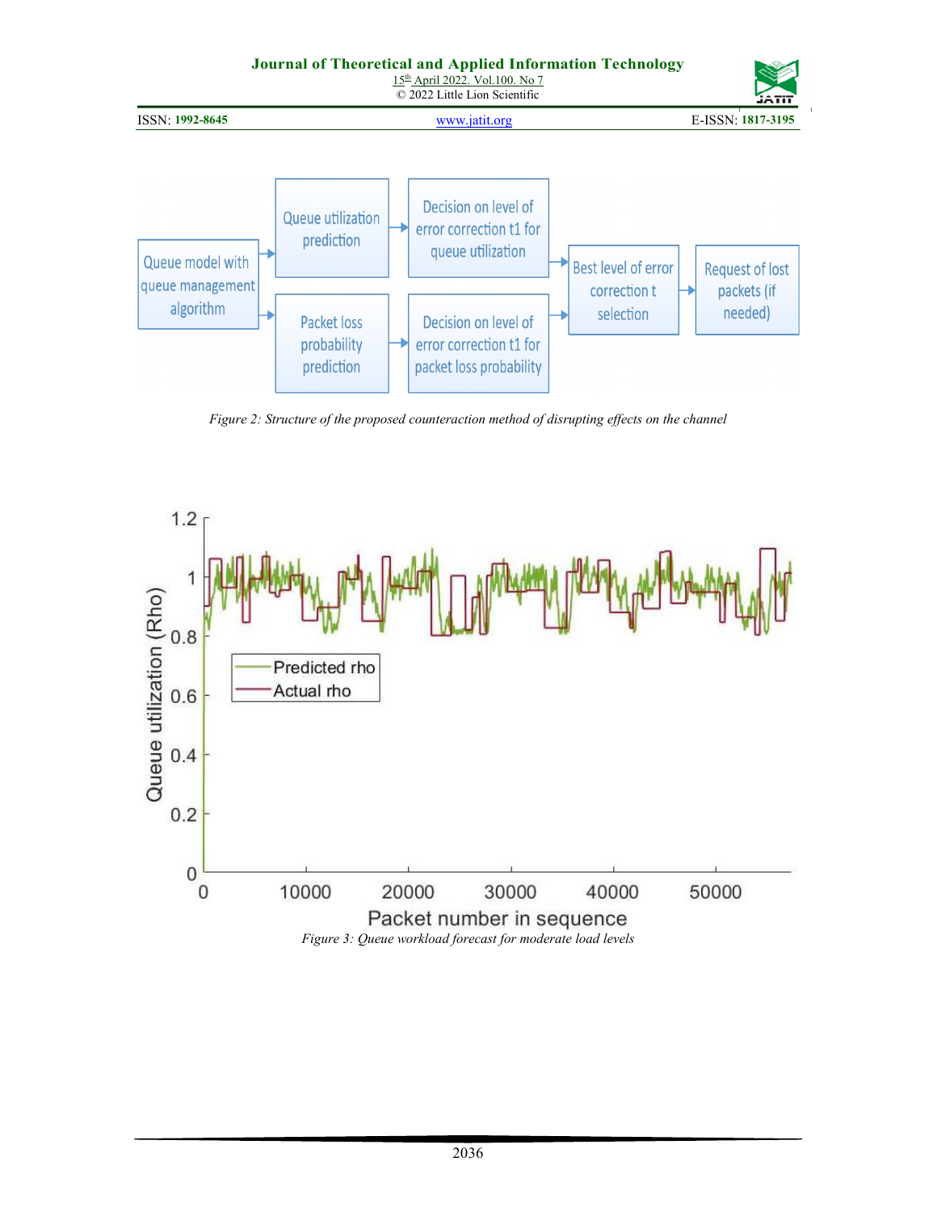Figure 2: Structure of the proposed counteraction method of disrupting effects on the channel

Figure 3: Queue workload forecast for moderate load levels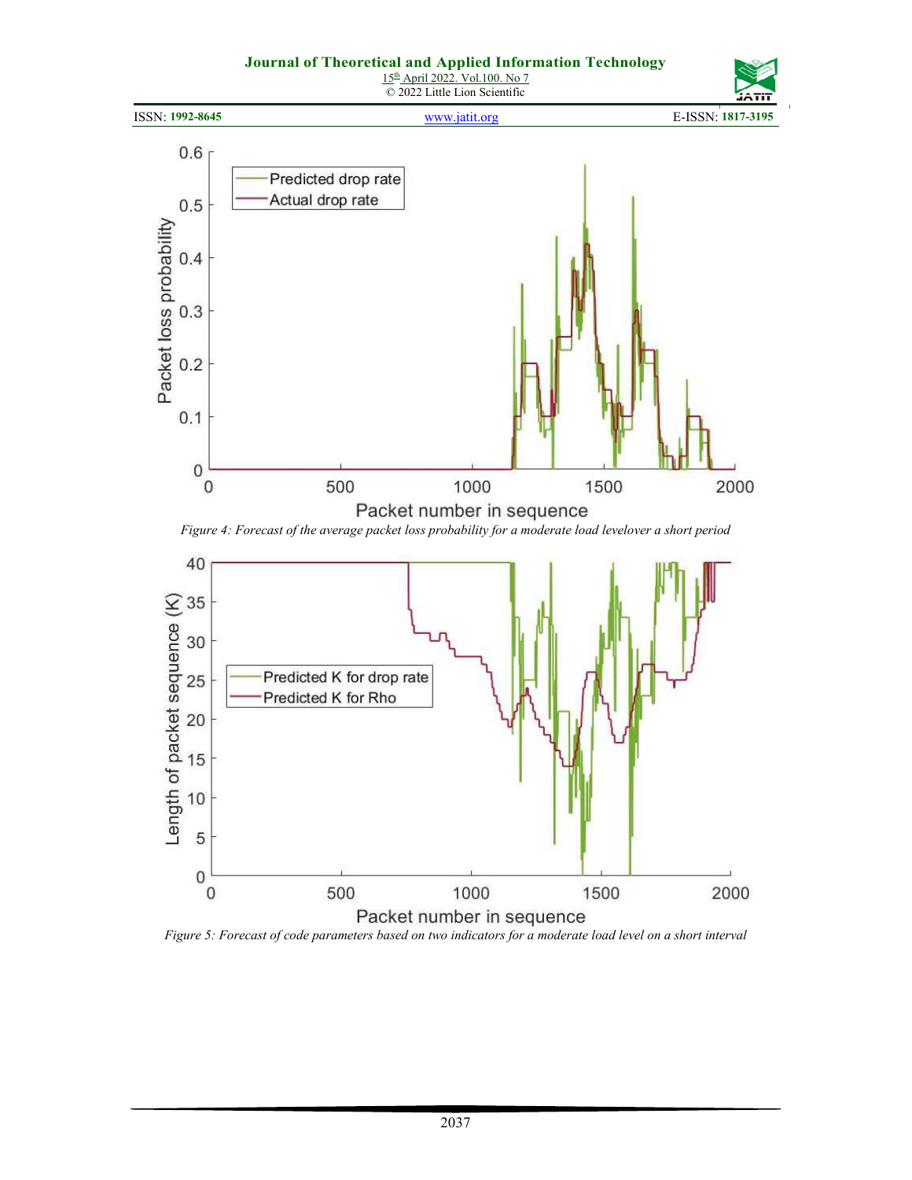Figure 4: Forecast of the average packet loss probability for a moderate load levelover a short period

Figure 5: Forecast of code parameters based on two indicators for a moderate load level on a short interval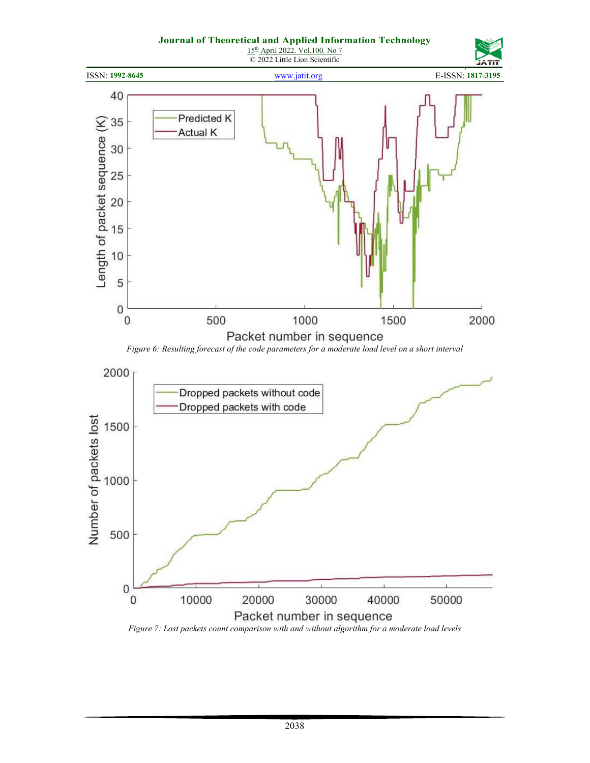Figure 6: Resulting forecast of the code parameters for a moderate load level on a short interval

Figure 7: Lost packets count comparison with and without algorithm for a moderate load levels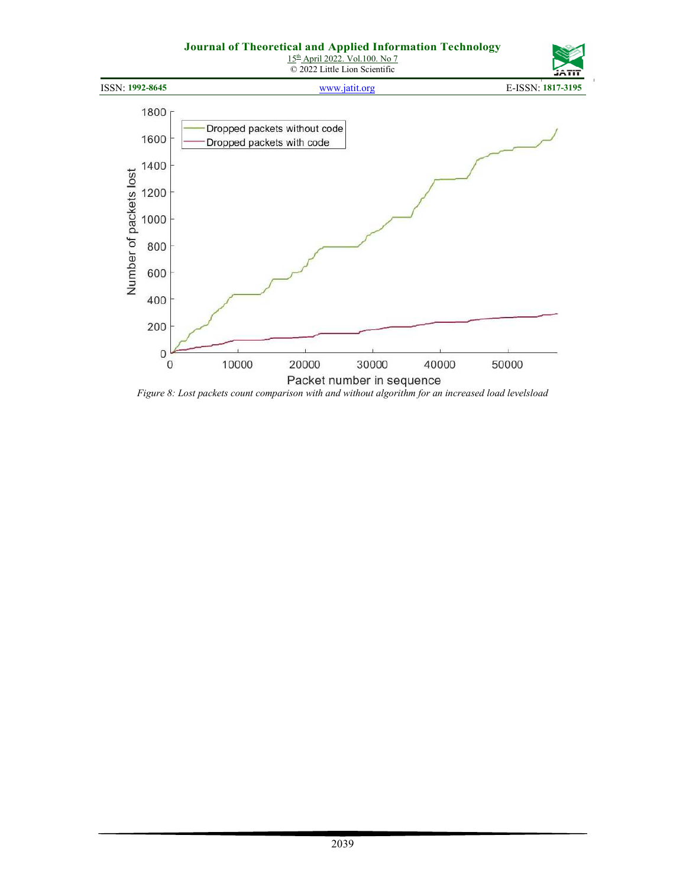1800
1600
1400
1200
1000
800
600
400
200
0

Number of packets lost

0
10000
20000
30000
40000
50000

Packet number in sequence

Dropped packets without code
Dropped packets with code

*Figure 8: Lost packets count comparison with and without algorithm for an increased load levelsload*